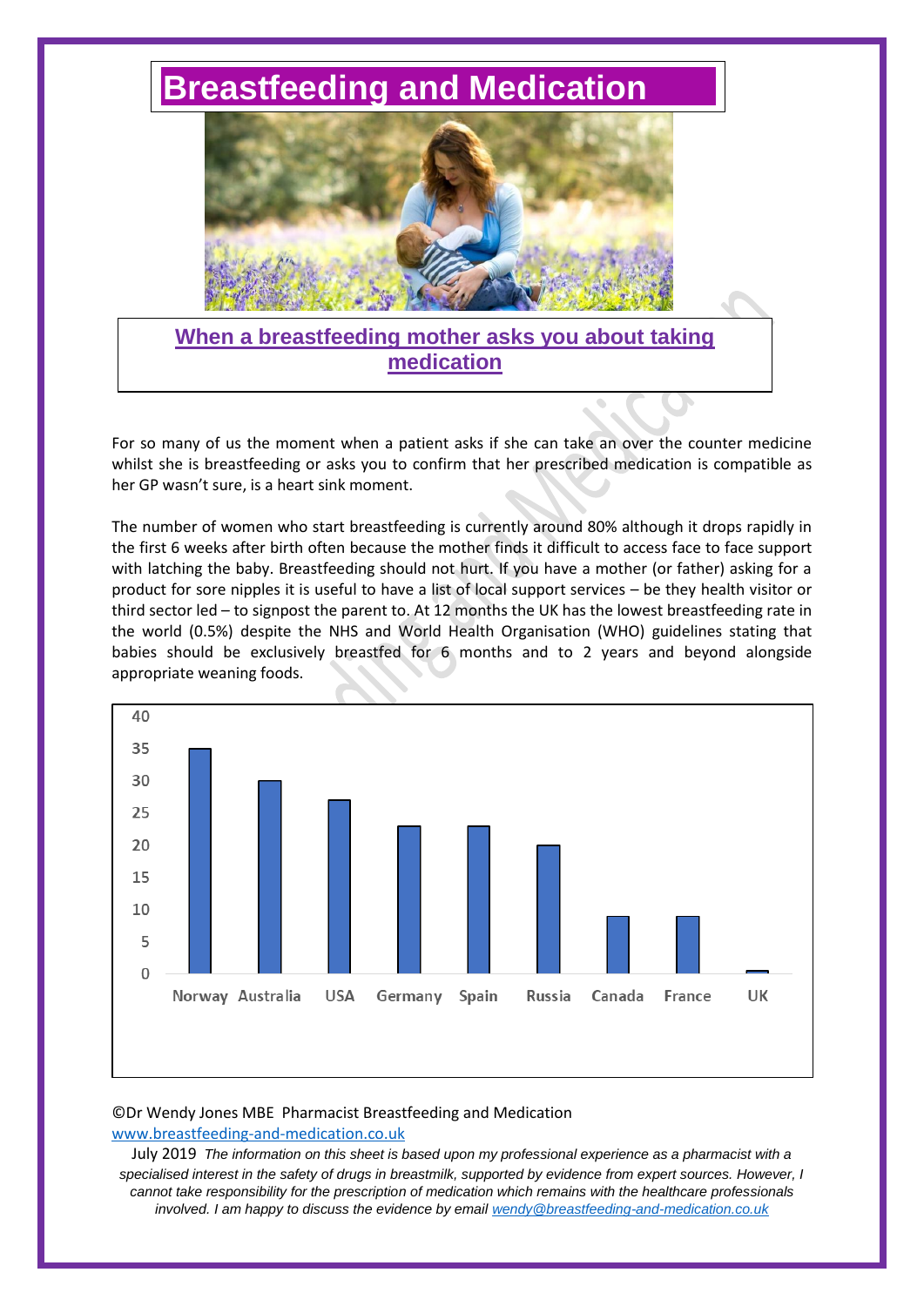# Breastfeeding and Medication

## When a breastfeeding mother asks you about taking medication

For so many of us the moment when a patient asks if she can take an over the counter medicine whilst she is breastfeeding or asks you to confirm that her prescribed medication is compatible as her GP wasn't sure, is a heart sink moment.

The number of women who start breastfeeding is currently around 80% although it drops rapidly in the first 6 weeks after birth often because the mother finds it difficult to access face to face support with latching the baby. Breastfeeding should not hurt. If you have a mother (or father) asking for a product for sore nipples it is useful to have a list of local support services – be they health visitor or third sector led – to signpost the parent to. At 12 months the UK has the lowest breastfeeding rate in the world (0.5%) despite the NHS and World Health Organisation (WHO) guidelines stating that babies should be exclusively breastfed for 6 months and to 2 years and beyond alongside appropriate weaning foods.

| Country | Value |
|---|---|
| Norway | 35 |
| Australia | 30 |
| USA | 27 |
| Germany | 23 |
| Spain | 23 |
| Russia | 20 |
| Canada | 9 |
| France | 9 |
| UK | 0.5 |

©Dr Wendy Jones MBE Pharmacist Breastfeeding and Medication
www.breastfeeding-and-medication.co.uk

July 2019 *The information on this sheet is based upon my professional experience as a pharmacist with a specialised interest in the safety of drugs in breastmilk, supported by evidence from expert sources. However, I cannot take responsibility for the prescription of medication which remains with the healthcare professionals involved. I am happy to discuss the evidence by email wendy@breastfeeding-and-medication.co.uk*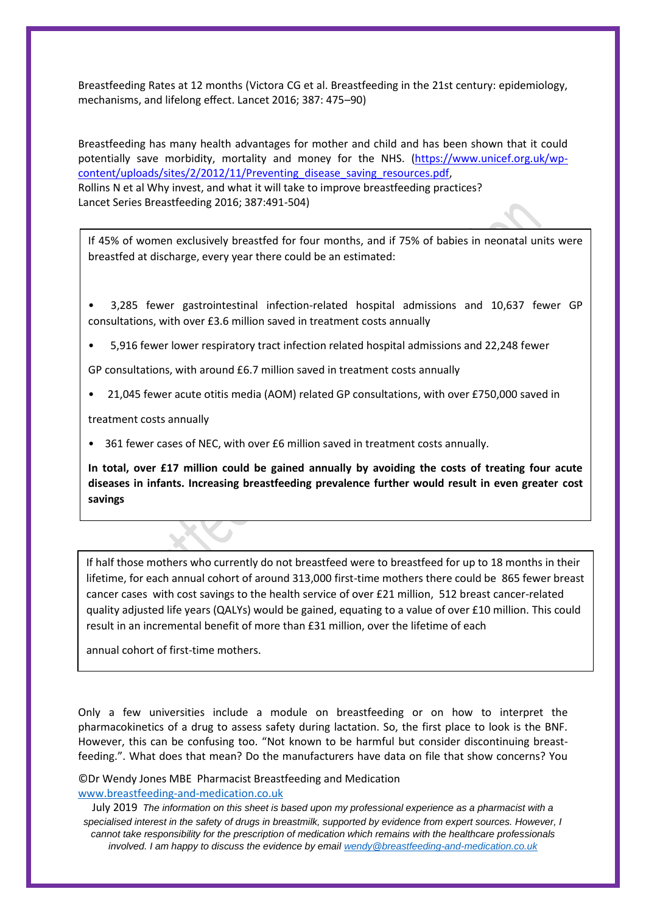Breastfeeding Rates at 12 months (Victora CG et al. Breastfeeding in the 21st century: epidemiology, mechanisms, and lifelong effect. Lancet 2016; 387: 475–90)

Breastfeeding has many health advantages for mother and child and has been shown that it could potentially save morbidity, mortality and money for the NHS. (https://www.unicef.org.uk/wp-content/uploads/sites/2/2012/11/Preventing_disease_saving_resources.pdf, Rollins N et al Why invest, and what it will take to improve breastfeeding practices? Lancet Series Breastfeeding 2016; 387:491-504)

If 45% of women exclusively breastfed for four months, and if 75% of babies in neonatal units were breastfed at discharge, every year there could be an estimated:

- 3,285 fewer gastrointestinal infection-related hospital admissions and 10,637 fewer GP consultations, with over £3.6 million saved in treatment costs annually
- 5,916 fewer lower respiratory tract infection related hospital admissions and 22,248 fewer GP consultations, with around £6.7 million saved in treatment costs annually
- 21,045 fewer acute otitis media (AOM) related GP consultations, with over £750,000 saved in treatment costs annually
- 361 fewer cases of NEC, with over £6 million saved in treatment costs annually.

**In total, over £17 million could be gained annually by avoiding the costs of treating four acute diseases in infants. Increasing breastfeeding prevalence further would result in even greater cost savings**

If half those mothers who currently do not breastfeed were to breastfeed for up to 18 months in their lifetime, for each annual cohort of around 313,000 first-time mothers there could be 865 fewer breast cancer cases with cost savings to the health service of over £21 million, 512 breast cancer-related quality adjusted life years (QALYs) would be gained, equating to a value of over £10 million. This could result in an incremental benefit of more than £31 million, over the lifetime of each annual cohort of first-time mothers.

Only a few universities include a module on breastfeeding or on how to interpret the pharmacokinetics of a drug to assess safety during lactation. So, the first place to look is the BNF. However, this can be confusing too. "Not known to be harmful but consider discontinuing breast-feeding.". What does that mean? Do the manufacturers have data on file that show concerns? You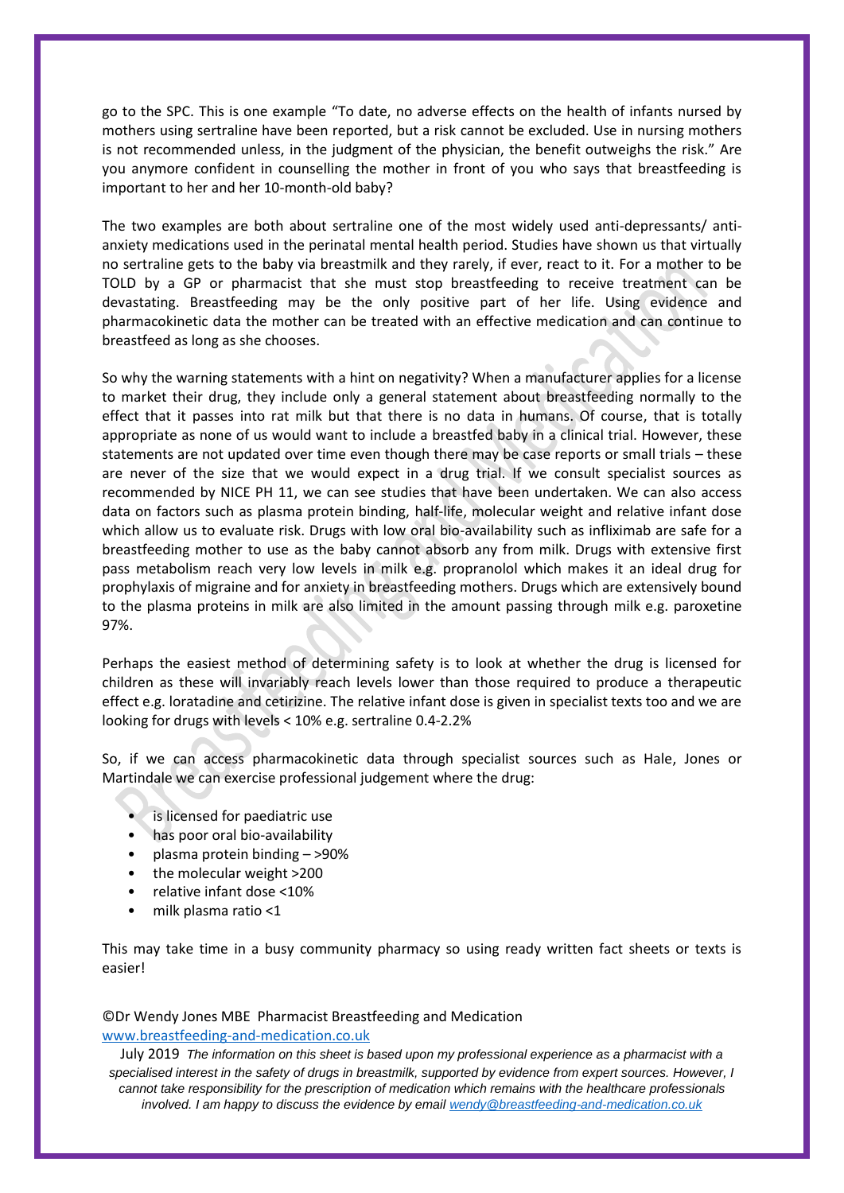go to the SPC. This is one example "To date, no adverse effects on the health of infants nursed by mothers using sertraline have been reported, but a risk cannot be excluded. Use in nursing mothers is not recommended unless, in the judgment of the physician, the benefit outweighs the risk." Are you anymore confident in counselling the mother in front of you who says that breastfeeding is important to her and her 10-month-old baby?

The two examples are both about sertraline one of the most widely used anti-depressants/ anti-anxiety medications used in the perinatal mental health period. Studies have shown us that virtually no sertraline gets to the baby via breastmilk and they rarely, if ever, react to it. For a mother to be TOLD by a GP or pharmacist that she must stop breastfeeding to receive treatment can be devastating. Breastfeeding may be the only positive part of her life. Using evidence and pharmacokinetic data the mother can be treated with an effective medication and can continue to breastfeed as long as she chooses.

So why the warning statements with a hint on negativity? When a manufacturer applies for a license to market their drug, they include only a general statement about breastfeeding normally to the effect that it passes into rat milk but that there is no data in humans. Of course, that is totally appropriate as none of us would want to include a breastfed baby in a clinical trial. However, these statements are not updated over time even though there may be case reports or small trials – these are never of the size that we would expect in a drug trial. If we consult specialist sources as recommended by NICE PH 11, we can see studies that have been undertaken. We can also access data on factors such as plasma protein binding, half-life, molecular weight and relative infant dose which allow us to evaluate risk. Drugs with low oral bio-availability such as infliximab are safe for a breastfeeding mother to use as the baby cannot absorb any from milk. Drugs with extensive first pass metabolism reach very low levels in milk e.g. propranolol which makes it an ideal drug for prophylaxis of migraine and for anxiety in breastfeeding mothers. Drugs which are extensively bound to the plasma proteins in milk are also limited in the amount passing through milk e.g. paroxetine 97%.

Perhaps the easiest method of determining safety is to look at whether the drug is licensed for children as these will invariably reach levels lower than those required to produce a therapeutic effect e.g. loratadine and cetirizine. The relative infant dose is given in specialist texts too and we are looking for drugs with levels < 10% e.g. sertraline 0.4-2.2%

So, if we can access pharmacokinetic data through specialist sources such as Hale, Jones or Martindale we can exercise professional judgement where the drug:

- is licensed for paediatric use
- has poor oral bio-availability
- plasma protein binding – >90%
- the molecular weight >200
- relative infant dose <10%
- milk plasma ratio <1

This may take time in a busy community pharmacy so using ready written fact sheets or texts is easier!

©Dr Wendy Jones MBE Pharmacist Breastfeeding and Medication
www.breastfeeding-and-medication.co.uk

July 2019 *The information on this sheet is based upon my professional experience as a pharmacist with a specialised interest in the safety of drugs in breastmilk, supported by evidence from expert sources. However, I cannot take responsibility for the prescription of medication which remains with the healthcare professionals involved. I am happy to discuss the evidence by email wendy@breastfeeding-and-medication.co.uk*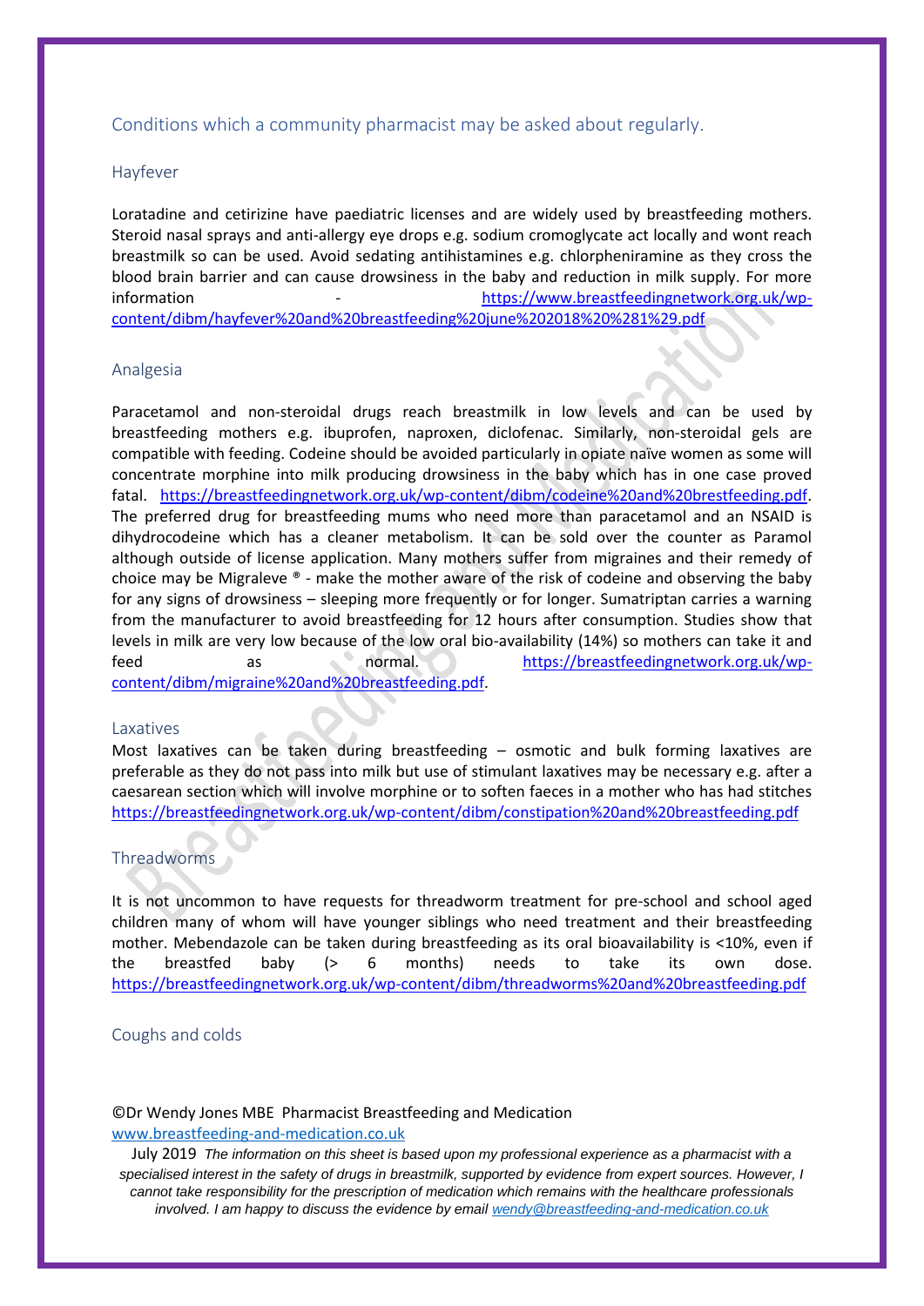## Conditions which a community pharmacist may be asked about regularly.

### Hayfever

Loratadine and cetirizine have paediatric licenses and are widely used by breastfeeding mothers. Steroid nasal sprays and anti-allergy eye drops e.g. sodium cromoglycate act locally and wont reach breastmilk so can be used. Avoid sedating antihistamines e.g. chlorpheniramine as they cross the blood brain barrier and can cause drowsiness in the baby and reduction in milk supply. For more information - https://www.breastfeedingnetwork.org.uk/wp-content/dibm/hayfever%20and%20breastfeeding%20june%202018%20%281%29.pdf

### Analgesia

Paracetamol and non-steroidal drugs reach breastmilk in low levels and can be used by breastfeeding mothers e.g. ibuprofen, naproxen, diclofenac. Similarly, non-steroidal gels are compatible with feeding. Codeine should be avoided particularly in opiate naïve women as some will concentrate morphine into milk producing drowsiness in the baby which has in one case proved fatal. https://breastfeedingnetwork.org.uk/wp-content/dibm/codeine%20and%20brestfeeding.pdf. The preferred drug for breastfeeding mums who need more than paracetamol and an NSAID is dihydrocodeine which has a cleaner metabolism. It can be sold over the counter as Paramol although outside of license application. Many mothers suffer from migraines and their remedy of choice may be Migraleve ® - make the mother aware of the risk of codeine and observing the baby for any signs of drowsiness – sleeping more frequently or for longer. Sumatriptan carries a warning from the manufacturer to avoid breastfeeding for 12 hours after consumption. Studies show that levels in milk are very low because of the low oral bio-availability (14%) so mothers can take it and feed as normal. https://breastfeedingnetwork.org.uk/wp-content/dibm/migraine%20and%20breastfeeding.pdf.

### Laxatives

Most laxatives can be taken during breastfeeding – osmotic and bulk forming laxatives are preferable as they do not pass into milk but use of stimulant laxatives may be necessary e.g. after a caesarean section which will involve morphine or to soften faeces in a mother who has had stitches https://breastfeedingnetwork.org.uk/wp-content/dibm/constipation%20and%20breastfeeding.pdf

### Threadworms

It is not uncommon to have requests for threadworm treatment for pre-school and school aged children many of whom will have younger siblings who need treatment and their breastfeeding mother. Mebendazole can be taken during breastfeeding as its oral bioavailability is <10%, even if the breastfed baby (> 6 months) needs to take its own dose. https://breastfeedingnetwork.org.uk/wp-content/dibm/threadworms%20and%20breastfeeding.pdf

### Coughs and colds

©Dr Wendy Jones MBE Pharmacist Breastfeeding and Medication
www.breastfeeding-and-medication.co.uk

July 2019 *The information on this sheet is based upon my professional experience as a pharmacist with a specialised interest in the safety of drugs in breastmilk, supported by evidence from expert sources. However, I cannot take responsibility for the prescription of medication which remains with the healthcare professionals involved. I am happy to discuss the evidence by email wendy@breastfeeding-and-medication.co.uk*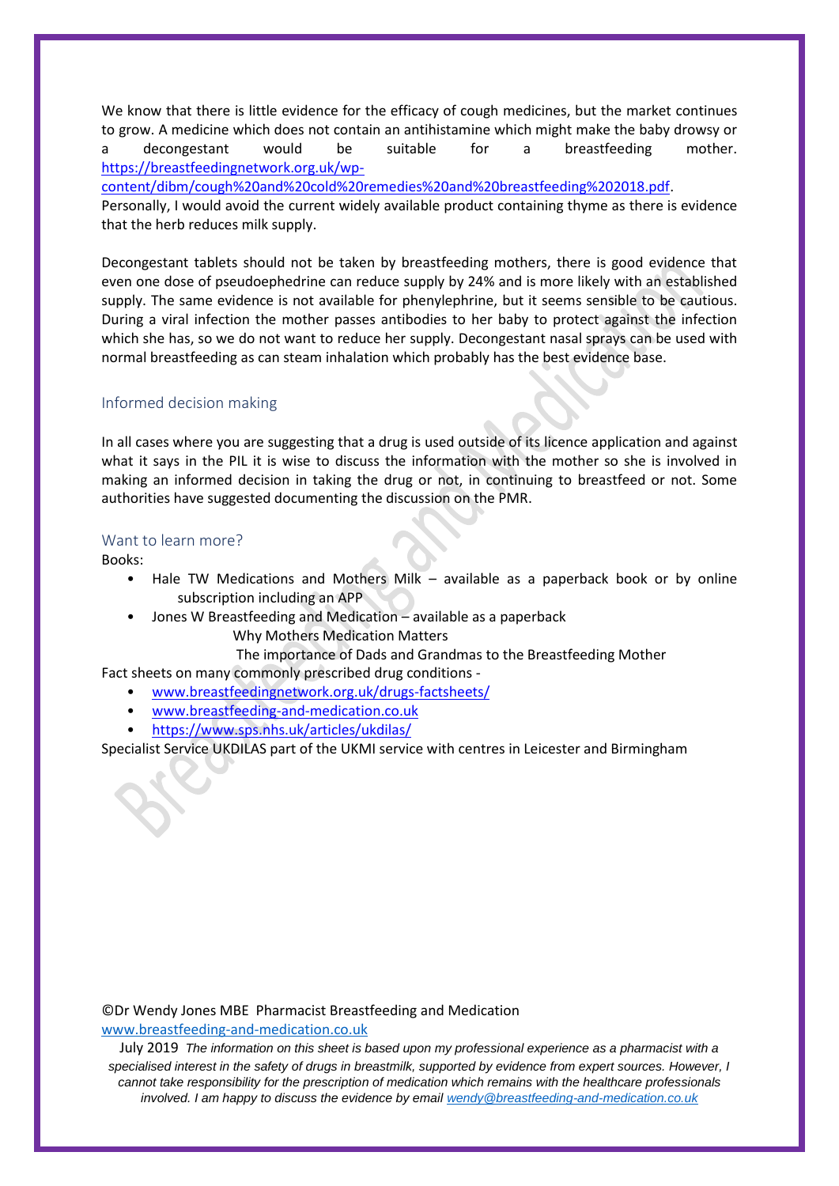We know that there is little evidence for the efficacy of cough medicines, but the market continues to grow. A medicine which does not contain an antihistamine which might make the baby drowsy or a decongestant would be suitable for a breastfeeding mother. https://breastfeedingnetwork.org.uk/wp-content/dibm/cough%20and%20cold%20remedies%20and%20breastfeeding%202018.pdf. Personally, I would avoid the current widely available product containing thyme as there is evidence that the herb reduces milk supply.

Decongestant tablets should not be taken by breastfeeding mothers, there is good evidence that even one dose of pseudoephedrine can reduce supply by 24% and is more likely with an established supply. The same evidence is not available for phenylephrine, but it seems sensible to be cautious. During a viral infection the mother passes antibodies to her baby to protect against the infection which she has, so we do not want to reduce her supply. Decongestant nasal sprays can be used with normal breastfeeding as can steam inhalation which probably has the best evidence base.

## Informed decision making

In all cases where you are suggesting that a drug is used outside of its licence application and against what it says in the PIL it is wise to discuss the information with the mother so she is involved in making an informed decision in taking the drug or not, in continuing to breastfeed or not. Some authorities have suggested documenting the discussion on the PMR.

## Want to learn more?

Books:

- Hale TW Medications and Mothers Milk – available as a paperback book or by online subscription including an APP
- Jones W Breastfeeding and Medication – available as a paperback
  Why Mothers Medication Matters
  The importance of Dads and Grandmas to the Breastfeeding Mother

Fact sheets on many commonly prescribed drug conditions -

- www.breastfeedingnetwork.org.uk/drugs-factsheets/
- www.breastfeeding-and-medication.co.uk
- https://www.sps.nhs.uk/articles/ukdilas/

Specialist Service UKDILAS part of the UKMI service with centres in Leicester and Birmingham

©Dr Wendy Jones MBE Pharmacist Breastfeeding and Medication
www.breastfeeding-and-medication.co.uk

July 2019 *The information on this sheet is based upon my professional experience as a pharmacist with a specialised interest in the safety of drugs in breastmilk, supported by evidence from expert sources. However, I cannot take responsibility for the prescription of medication which remains with the healthcare professionals involved. I am happy to discuss the evidence by email wendy@breastfeeding-and-medication.co.uk*